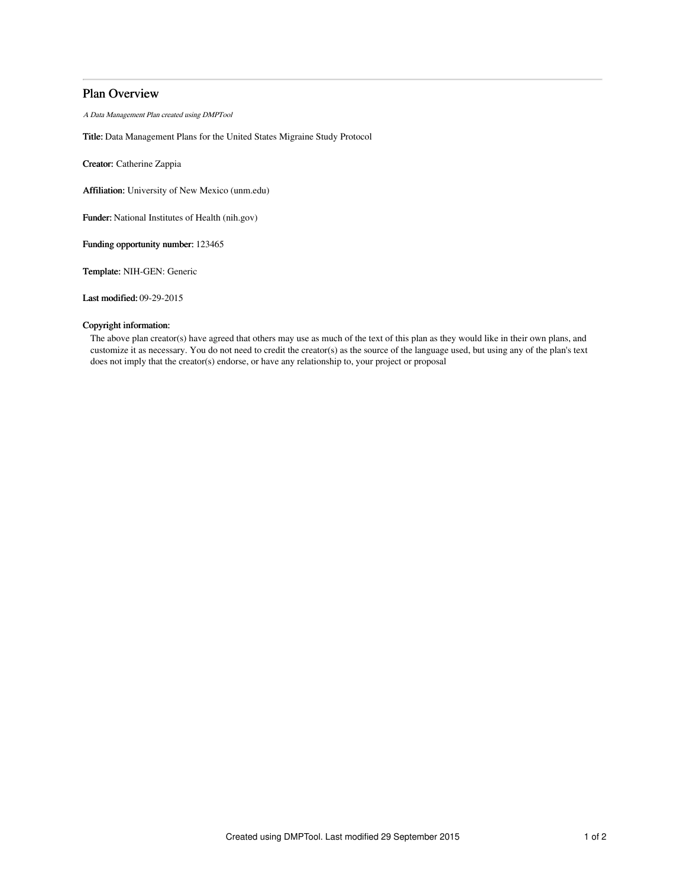## Plan Overview

*A Data Management Plan created using DMPTool*

**Title:** Data Management Plans for the United States Migraine Study Protocol

**Creator:** Catherine Zappia

**Affiliation:** University of New Mexico (unm.edu)

**Funder:** National Institutes of Health (nih.gov)

**Funding opportunity number:** 123465

**Template:** NIH-GEN: Generic

**Last modified:** 09-29-2015

**Copyright information:**

The above plan creator(s) have agreed that others may use as much of the text of this plan as they would like in their own plans, and customize it as necessary. You do not need to credit the creator(s) as the source of the language used, but using any of the plan's text does not imply that the creator(s) endorse, or have any relationship to, your project or proposal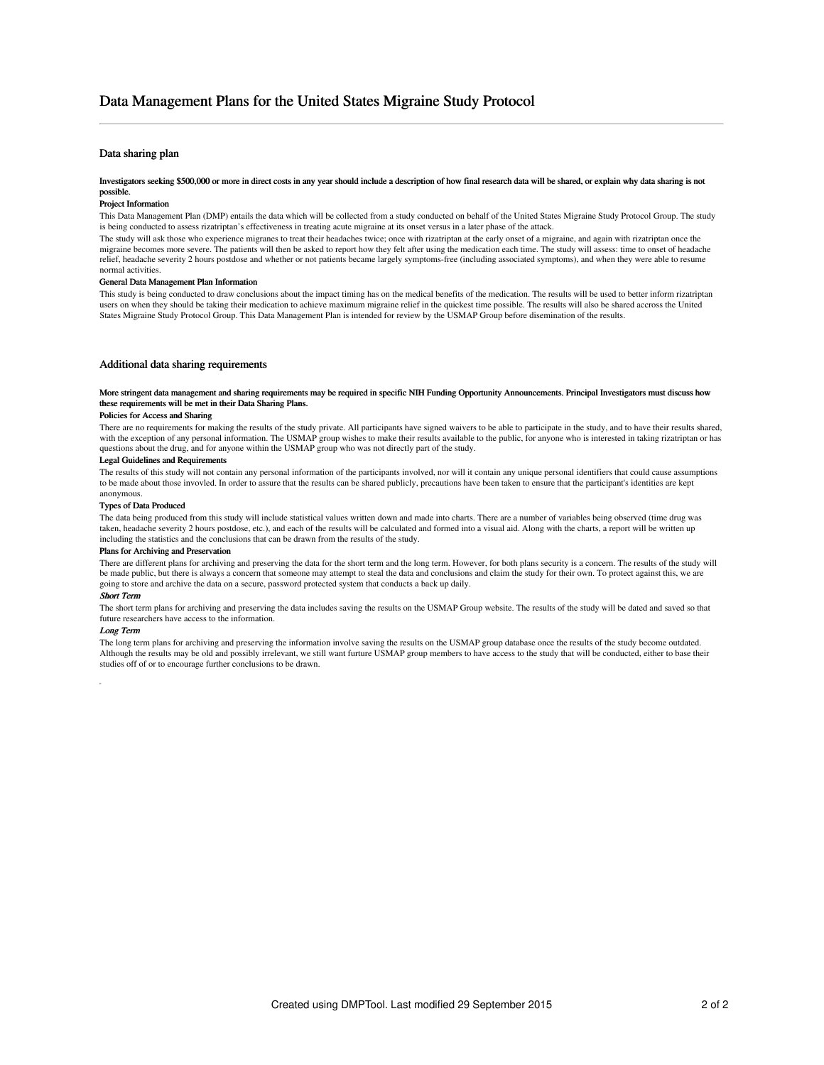# Data Management Plans for the United States Migraine Study Protocol

## Data sharing plan

**Investigators seeking $500,000 or more in direct costs in any year should include a description of how final research data will be shared, or explain why data sharing is not possible.**

**Project Information**

This Data Management Plan (DMP) entails the data which will be collected from a study conducted on behalf of the United States Migraine Study Protocol Group. The study is being conducted to assess rizatriptan's effectiveness in treating acute migraine at its onset versus in a later phase of the attack.

The study will ask those who experience migranes to treat their headaches twice; once with rizatriptan at the early onset of a migraine, and again with rizatriptan once the migraine becomes more severe. The patients will then be asked to report how they felt after using the medication each time. The study will assess: time to onset of headache relief, headache severity 2 hours postdose and whether or not patients became largely symptoms-free (including associated symptoms), and when they were able to resume normal activities.

**General Data Management Plan Information**

This study is being conducted to draw conclusions about the impact timing has on the medical benefits of the medication. The results will be used to better inform rizatriptan users on when they should be taking their medication to achieve maximum migraine relief in the quickest time possible. The results will also be shared accross the United States Migraine Study Protocol Group. This Data Management Plan is intended for review by the USMAP Group before disemination of the results.

## Additional data sharing requirements

**More stringent data management and sharing requirements may be required in specific NIH Funding Opportunity Announcements. Principal Investigators must discuss how these requirements will be met in their Data Sharing Plans.**

**Policies for Access and Sharing**

There are no requirements for making the results of the study private. All participants have signed waivers to be able to participate in the study, and to have their results shared, with the exception of any personal information. The USMAP group wishes to make their results available to the public, for anyone who is interested in taking rizatriptan or has questions about the drug, and for anyone within the USMAP group who was not directly part of the study.

**Legal Guidelines and Requirements**

The results of this study will not contain any personal information of the participants involved, nor will it contain any unique personal identifiers that could cause assumptions to be made about those invovled. In order to assure that the results can be shared publicly, precautions have been taken to ensure that the participant's identities are kept anonymous.

**Types of Data Produced**

The data being produced from this study will include statistical values written down and made into charts. There are a number of variables being observed (time drug was taken, headache severity 2 hours postdose, etc.), and each of the results will be calculated and formed into a visual aid. Along with the charts, a report will be written up including the statistics and the conclusions that can be drawn from the results of the study.

**Plans for Archiving and Preservation**

There are different plans for archiving and preserving the data for the short term and the long term. However, for both plans security is a concern. The results of the study will be made public, but there is always a concern that someone may attempt to steal the data and conclusions and claim the study for their own. To protect against this, we are going to store and archive the data on a secure, password protected system that conducts a back up daily.

***Short Term***

The short term plans for archiving and preserving the data includes saving the results on the USMAP Group website. The results of the study will be dated and saved so that future researchers have access to the information.

***Long Term***

The long term plans for archiving and preserving the information involve saving the results on the USMAP group database once the results of the study become outdated. Although the results may be old and possibly irrelevant, we still want furture USMAP group members to have access to the study that will be conducted, either to base their studies off of or to encourage further conclusions to be drawn.

Created using DMPTool. Last modified 29 September 2015